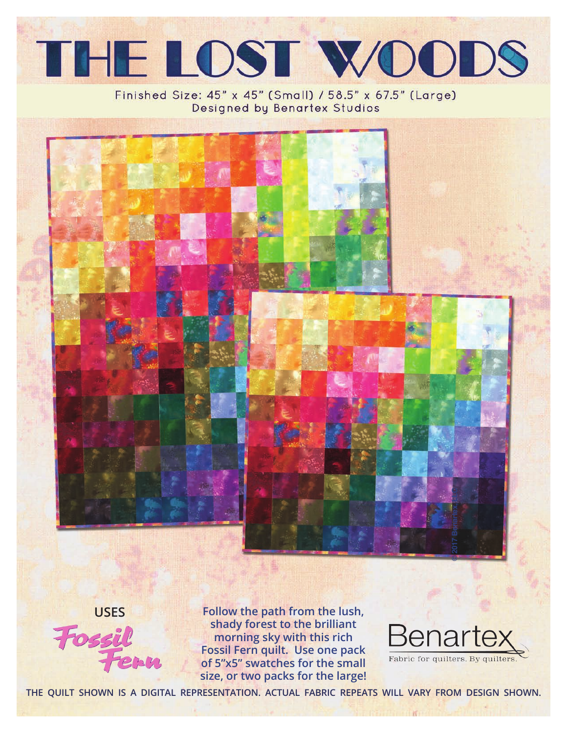# THE LOST WOODS

Finished Size: 45" x 45" (Small) / 58.5" x 67.5" (Large)
Designed by Benartex Studios

© 2017 Benartex LLC

**USES**

Fossil Fern

**Follow the path from the lush, shady forest to the brilliant morning sky with this rich Fossil Fern quilt. Use one pack of 5"x5" swatches for the small size, or two packs for the large!**

Benartex
Fabric for quilters. By quilters.

**THE QUILT SHOWN IS A DIGITAL REPRESENTATION. ACTUAL FABRIC REPEATS WILL VARY FROM DESIGN SHOWN.**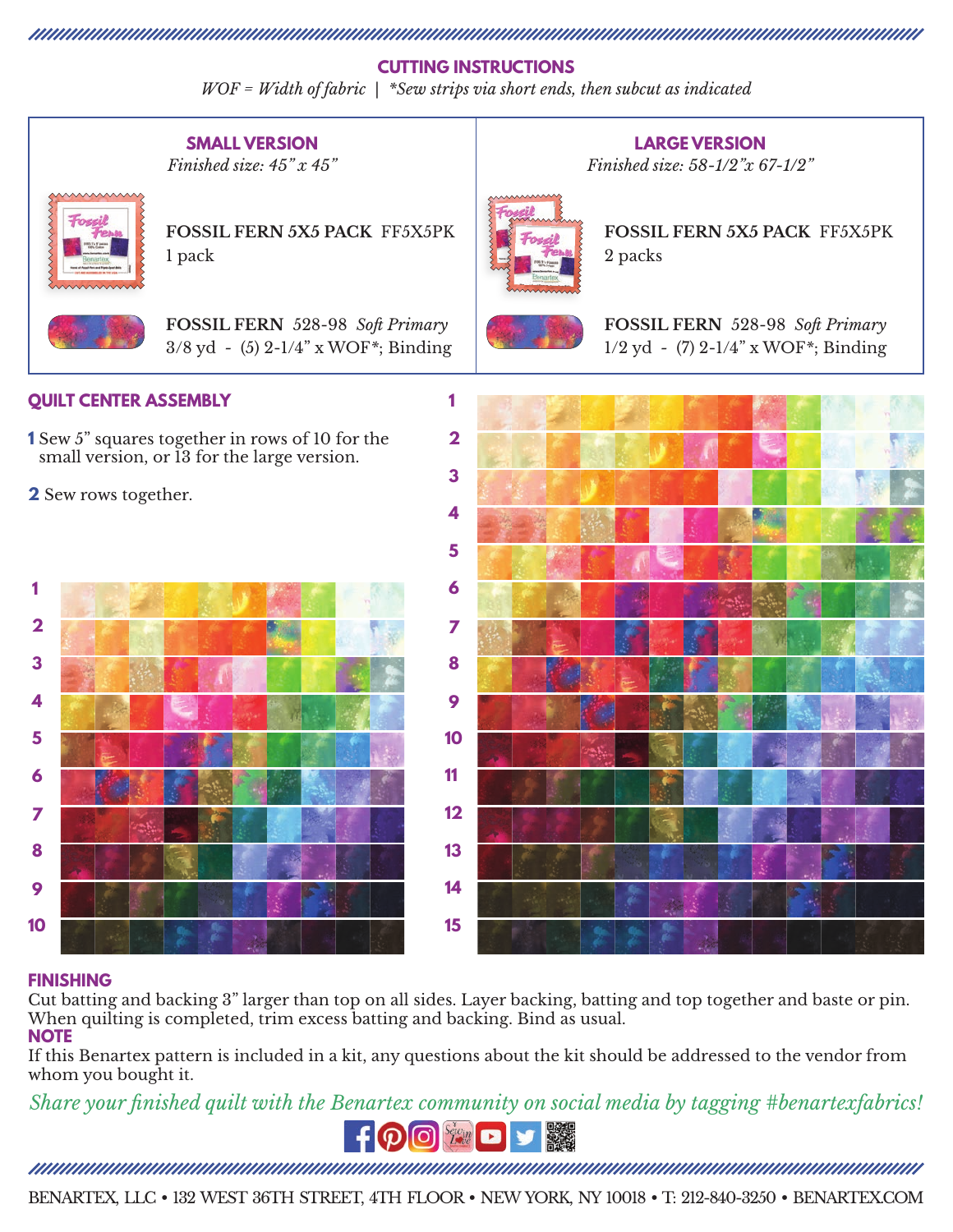## CUTTING INSTRUCTIONS

*WOF = Width of fabric | *Sew strips via short ends, then subcut as indicated*

| SMALL VERSION | LARGE VERSION |
|---|---|
| *Finished size: 45" x 45"* | *Finished size: 58-1/2"x 67-1/2"* |
| **FOSSIL FERN 5X5 PACK** FF5X5PK<br>1 pack | **FOSSIL FERN 5X5 PACK** FF5X5PK<br>2 packs |
| **FOSSIL FERN** 528-98 *Soft Primary*<br>3/8 yd - (5) 2-1/4" x WOF*; Binding | **FOSSIL FERN** 528-98 *Soft Primary*<br>1/2 yd - (7) 2-1/4" x WOF*; Binding |

## QUILT CENTER ASSEMBLY

**1** Sew 5" squares together in rows of 10 for the small version, or 13 for the large version.

**2** Sew rows together.

1
2
3
4
5
6
7
8
9
10

1
2
3
4
5
6
7
8
9
10
11
12
13
14
15

## FINISHING

Cut batting and backing 3" larger than top on all sides. Layer backing, batting and top together and baste or pin. When quilting is completed, trim excess batting and backing. Bind as usual.

## NOTE

If this Benartex pattern is included in a kit, any questions about the kit should be addressed to the vendor from whom you bought it.

*Share your finished quilt with the Benartex community on social media by tagging #benartexfabrics!*

BENARTEX, LLC • 132 WEST 36TH STREET, 4TH FLOOR • NEW YORK, NY 10018 • T: 212-840-3250 • BENARTEX.COM